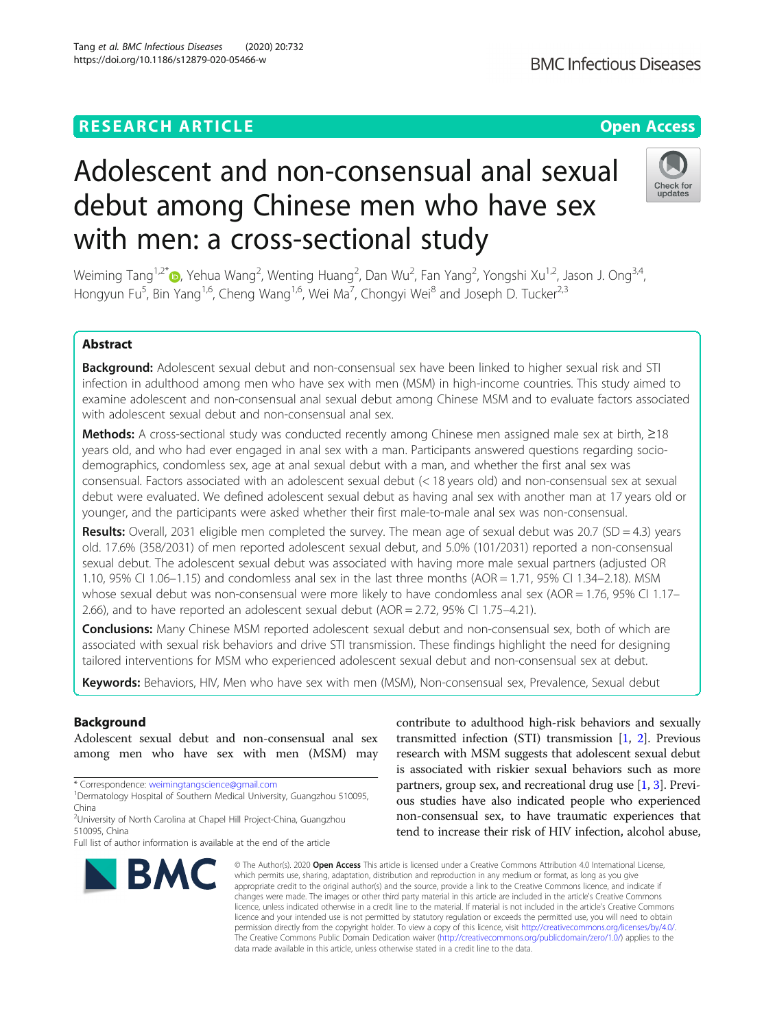RESEARCH ARTICLE

Open Access

# Adolescent and non-consensual anal sexual debut among Chinese men who have sex with men: a cross-sectional study

Weiming Tang[1,2*], Yehua Wang[2], Wenting Huang[2], Dan Wu[2], Fan Yang[2], Yongshi Xu[1,2], Jason J. Ong[3,4], Hongyun Fu[5], Bin Yang[1,6], Cheng Wang[1,6], Wei Ma[7], Chongyi Wei[8] and Joseph D. Tucker[2,3]

## Abstract

**Background:** Adolescent sexual debut and non-consensual sex have been linked to higher sexual risk and STI infection in adulthood among men who have sex with men (MSM) in high-income countries. This study aimed to examine adolescent and non-consensual anal sexual debut among Chinese MSM and to evaluate factors associated with adolescent sexual debut and non-consensual anal sex.

**Methods:** A cross-sectional study was conducted recently among Chinese men assigned male sex at birth, ≥18 years old, and who had ever engaged in anal sex with a man. Participants answered questions regarding socio-demographics, condomless sex, age at anal sexual debut with a man, and whether the first anal sex was consensual. Factors associated with an adolescent sexual debut (< 18 years old) and non-consensual sex at sexual debut were evaluated. We defined adolescent sexual debut as having anal sex with another man at 17 years old or younger, and the participants were asked whether their first male-to-male anal sex was non-consensual.

**Results:** Overall, 2031 eligible men completed the survey. The mean age of sexual debut was 20.7 (SD = 4.3) years old. 17.6% (358/2031) of men reported adolescent sexual debut, and 5.0% (101/2031) reported a non-consensual sexual debut. The adolescent sexual debut was associated with having more male sexual partners (adjusted OR 1.10, 95% CI 1.06–1.15) and condomless anal sex in the last three months (AOR = 1.71, 95% CI 1.34–2.18). MSM whose sexual debut was non-consensual were more likely to have condomless anal sex (AOR = 1.76, 95% CI 1.17–2.66), and to have reported an adolescent sexual debut (AOR = 2.72, 95% CI 1.75–4.21).

**Conclusions:** Many Chinese MSM reported adolescent sexual debut and non-consensual sex, both of which are associated with sexual risk behaviors and drive STI transmission. These findings highlight the need for designing tailored interventions for MSM who experienced adolescent sexual debut and non-consensual sex at debut.

**Keywords:** Behaviors, HIV, Men who have sex with men (MSM), Non-consensual sex, Prevalence, Sexual debut

## Background

Adolescent sexual debut and non-consensual anal sex among men who have sex with men (MSM) may contribute to adulthood high-risk behaviors and sexually transmitted infection (STI) transmission [1, 2]. Previous research with MSM suggests that adolescent sexual debut is associated with riskier sexual behaviors such as more partners, group sex, and recreational drug use [1, 3]. Previous studies have also indicated people who experienced non-consensual sex, to have traumatic experiences that tend to increase their risk of HIV infection, alcohol abuse,

\* Correspondence: weimingtangscience@gmail.com
[1]Dermatology Hospital of Southern Medical University, Guangzhou 510095, China
[2]University of North Carolina at Chapel Hill Project-China, Guangzhou 510095, China
Full list of author information is available at the end of the article

© The Author(s). 2020 **Open Access** This article is licensed under a Creative Commons Attribution 4.0 International License, which permits use, sharing, adaptation, distribution and reproduction in any medium or format, as long as you give appropriate credit to the original author(s) and the source, provide a link to the Creative Commons licence, and indicate if changes were made. The images or other third party material in this article are included in the article's Creative Commons licence, unless indicated otherwise in a credit line to the material. If material is not included in the article's Creative Commons licence and your intended use is not permitted by statutory regulation or exceeds the permitted use, you will need to obtain permission directly from the copyright holder. To view a copy of this licence, visit http://creativecommons.org/licenses/by/4.0/. The Creative Commons Public Domain Dedication waiver (http://creativecommons.org/publicdomain/zero/1.0/) applies to the data made available in this article, unless otherwise stated in a credit line to the data.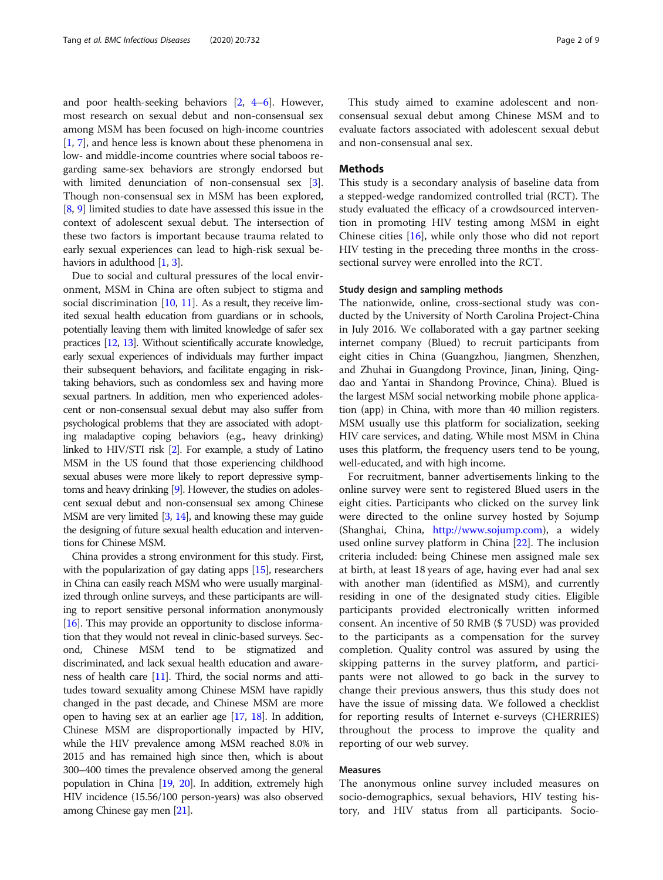and poor health-seeking behaviors [2, 4–6]. However, most research on sexual debut and non-consensual sex among MSM has been focused on high-income countries [1, 7], and hence less is known about these phenomena in low- and middle-income countries where social taboos regarding same-sex behaviors are strongly endorsed but with limited denunciation of non-consensual sex [3]. Though non-consensual sex in MSM has been explored, [8, 9] limited studies to date have assessed this issue in the context of adolescent sexual debut. The intersection of these two factors is important because trauma related to early sexual experiences can lead to high-risk sexual behaviors in adulthood [1, 3].

Due to social and cultural pressures of the local environment, MSM in China are often subject to stigma and social discrimination [10, 11]. As a result, they receive limited sexual health education from guardians or in schools, potentially leaving them with limited knowledge of safer sex practices [12, 13]. Without scientifically accurate knowledge, early sexual experiences of individuals may further impact their subsequent behaviors, and facilitate engaging in risk-taking behaviors, such as condomless sex and having more sexual partners. In addition, men who experienced adolescent or non-consensual sexual debut may also suffer from psychological problems that they are associated with adopting maladaptive coping behaviors (e.g., heavy drinking) linked to HIV/STI risk [2]. For example, a study of Latino MSM in the US found that those experiencing childhood sexual abuses were more likely to report depressive symptoms and heavy drinking [9]. However, the studies on adolescent sexual debut and non-consensual sex among Chinese MSM are very limited [3, 14], and knowing these may guide the designing of future sexual health education and interventions for Chinese MSM.

China provides a strong environment for this study. First, with the popularization of gay dating apps [15], researchers in China can easily reach MSM who were usually marginalized through online surveys, and these participants are willing to report sensitive personal information anonymously [16]. This may provide an opportunity to disclose information that they would not reveal in clinic-based surveys. Second, Chinese MSM tend to be stigmatized and discriminated, and lack sexual health education and awareness of health care [11]. Third, the social norms and attitudes toward sexuality among Chinese MSM have rapidly changed in the past decade, and Chinese MSM are more open to having sex at an earlier age [17, 18]. In addition, Chinese MSM are disproportionally impacted by HIV, while the HIV prevalence among MSM reached 8.0% in 2015 and has remained high since then, which is about 300–400 times the prevalence observed among the general population in China [19, 20]. In addition, extremely high HIV incidence (15.56/100 person-years) was also observed among Chinese gay men [21].

This study aimed to examine adolescent and non-consensual sexual debut among Chinese MSM and to evaluate factors associated with adolescent sexual debut and non-consensual anal sex.

## Methods

This study is a secondary analysis of baseline data from a stepped-wedge randomized controlled trial (RCT). The study evaluated the efficacy of a crowdsourced intervention in promoting HIV testing among MSM in eight Chinese cities [16], while only those who did not report HIV testing in the preceding three months in the cross-sectional survey were enrolled into the RCT.

### Study design and sampling methods

The nationwide, online, cross-sectional study was conducted by the University of North Carolina Project-China in July 2016. We collaborated with a gay partner seeking internet company (Blued) to recruit participants from eight cities in China (Guangzhou, Jiangmen, Shenzhen, and Zhuhai in Guangdong Province, Jinan, Jining, Qingdao and Yantai in Shandong Province, China). Blued is the largest MSM social networking mobile phone application (app) in China, with more than 40 million registers. MSM usually use this platform for socialization, seeking HIV care services, and dating. While most MSM in China uses this platform, the frequency users tend to be young, well-educated, and with high income.

For recruitment, banner advertisements linking to the online survey were sent to registered Blued users in the eight cities. Participants who clicked on the survey link were directed to the online survey hosted by Sojump (Shanghai, China, http://www.sojump.com), a widely used online survey platform in China [22]. The inclusion criteria included: being Chinese men assigned male sex at birth, at least 18 years of age, having ever had anal sex with another man (identified as MSM), and currently residing in one of the designated study cities. Eligible participants provided electronically written informed consent. An incentive of 50 RMB ($ 7USD) was provided to the participants as a compensation for the survey completion. Quality control was assured by using the skipping patterns in the survey platform, and participants were not allowed to go back in the survey to change their previous answers, thus this study does not have the issue of missing data. We followed a checklist for reporting results of Internet e-surveys (CHERRIES) throughout the process to improve the quality and reporting of our web survey.

### Measures

The anonymous online survey included measures on socio-demographics, sexual behaviors, HIV testing history, and HIV status from all participants. Socio-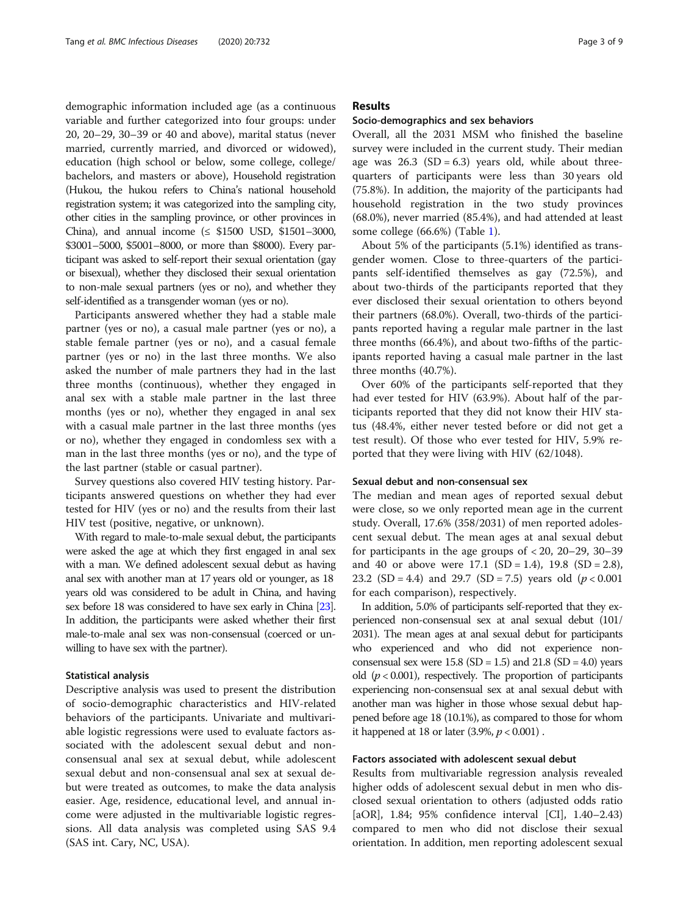demographic information included age (as a continuous variable and further categorized into four groups: under 20, 20–29, 30–39 or 40 and above), marital status (never married, currently married, and divorced or widowed), education (high school or below, some college, college/bachelors, and masters or above), Household registration (Hukou, the hukou refers to China's national household registration system; it was categorized into the sampling city, other cities in the sampling province, or other provinces in China), and annual income (≤ $1500 USD, $1501–3000, $3001–5000, $5001–8000, or more than $8000). Every participant was asked to self-report their sexual orientation (gay or bisexual), whether they disclosed their sexual orientation to non-male sexual partners (yes or no), and whether they self-identified as a transgender woman (yes or no).

Participants answered whether they had a stable male partner (yes or no), a casual male partner (yes or no), a stable female partner (yes or no), and a casual female partner (yes or no) in the last three months. We also asked the number of male partners they had in the last three months (continuous), whether they engaged in anal sex with a stable male partner in the last three months (yes or no), whether they engaged in anal sex with a casual male partner in the last three months (yes or no), whether they engaged in condomless sex with a man in the last three months (yes or no), and the type of the last partner (stable or casual partner).

Survey questions also covered HIV testing history. Participants answered questions on whether they had ever tested for HIV (yes or no) and the results from their last HIV test (positive, negative, or unknown).

With regard to male-to-male sexual debut, the participants were asked the age at which they first engaged in anal sex with a man. We defined adolescent sexual debut as having anal sex with another man at 17 years old or younger, as 18 years old was considered to be adult in China, and having sex before 18 was considered to have sex early in China [23]. In addition, the participants were asked whether their first male-to-male anal sex was non-consensual (coerced or unwilling to have sex with the partner).

### Statistical analysis

Descriptive analysis was used to present the distribution of socio-demographic characteristics and HIV-related behaviors of the participants. Univariate and multivariable logistic regressions were used to evaluate factors associated with the adolescent sexual debut and non-consensual anal sex at sexual debut, while adolescent sexual debut and non-consensual anal sex at sexual debut were treated as outcomes, to make the data analysis easier. Age, residence, educational level, and annual income were adjusted in the multivariable logistic regressions. All data analysis was completed using SAS 9.4 (SAS int. Cary, NC, USA).

## Results

### Socio-demographics and sex behaviors

Overall, all the 2031 MSM who finished the baseline survey were included in the current study. Their median age was 26.3 (SD = 6.3) years old, while about three-quarters of participants were less than 30 years old (75.8%). In addition, the majority of the participants had household registration in the two study provinces (68.0%), never married (85.4%), and had attended at least some college (66.6%) (Table 1).

About 5% of the participants (5.1%) identified as transgender women. Close to three-quarters of the participants self-identified themselves as gay (72.5%), and about two-thirds of the participants reported that they ever disclosed their sexual orientation to others beyond their partners (68.0%). Overall, two-thirds of the participants reported having a regular male partner in the last three months (66.4%), and about two-fifths of the participants reported having a casual male partner in the last three months (40.7%).

Over 60% of the participants self-reported that they had ever tested for HIV (63.9%). About half of the participants reported that they did not know their HIV status (48.4%, either never tested before or did not get a test result). Of those who ever tested for HIV, 5.9% reported that they were living with HIV (62/1048).

### Sexual debut and non-consensual sex

The median and mean ages of reported sexual debut were close, so we only reported mean age in the current study. Overall, 17.6% (358/2031) of men reported adolescent sexual debut. The mean ages at anal sexual debut for participants in the age groups of < 20, 20–29, 30–39 and 40 or above were 17.1 (SD = 1.4), 19.8 (SD = 2.8), 23.2 (SD = 4.4) and 29.7 (SD = 7.5) years old ($p < 0.001$ for each comparison), respectively.

In addition, 5.0% of participants self-reported that they experienced non-consensual sex at anal sexual debut (101/2031). The mean ages at anal sexual debut for participants who experienced and who did not experience non-consensual sex were 15.8 (SD = 1.5) and 21.8 (SD = 4.0) years old ($p < 0.001$), respectively. The proportion of participants experiencing non-consensual sex at anal sexual debut with another man was higher in those whose sexual debut happened before age 18 (10.1%), as compared to those for whom it happened at 18 or later (3.9%, $p < 0.001$) .

### Factors associated with adolescent sexual debut

Results from multivariable logistic regression analysis revealed higher odds of adolescent sexual debut in men who disclosed sexual orientation to others (adjusted odds ratio [aOR], 1.84; 95% confidence interval [CI], 1.40–2.43) compared to men who did not disclose their sexual orientation. In addition, men reporting adolescent sexual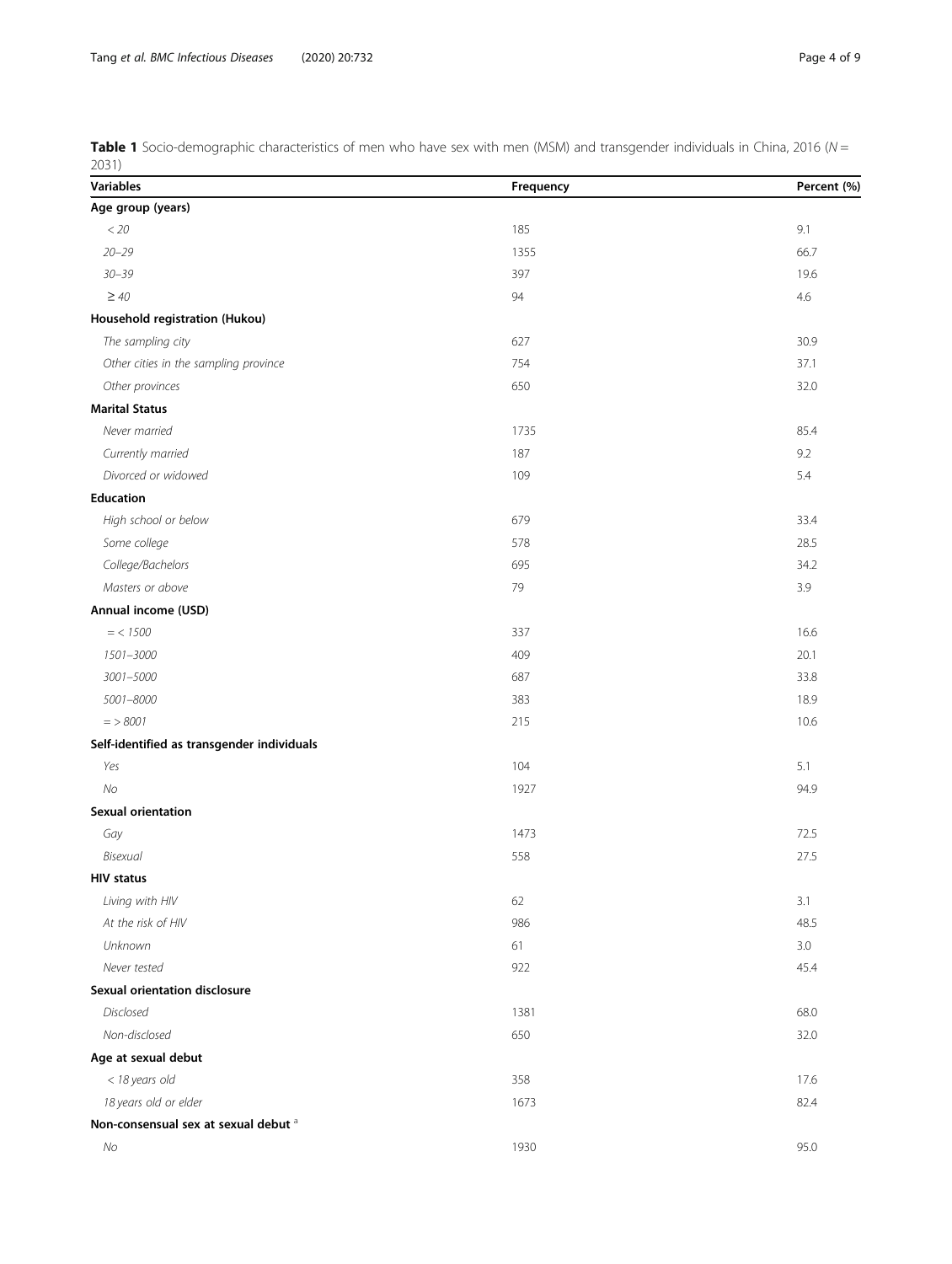**Table 1** Socio-demographic characteristics of men who have sex with men (MSM) and transgender individuals in China, 2016 ($N$ = 2031)

| Variables | Frequency | Percent (%) |
|---|---|---|
| **Age group (years)** | | |
| *< 20* | 185 | 9.1 |
| *20–29* | 1355 | 66.7 |
| *30–39* | 397 | 19.6 |
| *≥ 40* | 94 | 4.6 |
| **Household registration (Hukou)** | | |
| *The sampling city* | 627 | 30.9 |
| *Other cities in the sampling province* | 754 | 37.1 |
| *Other provinces* | 650 | 32.0 |
| **Marital Status** | | |
| *Never married* | 1735 | 85.4 |
| *Currently married* | 187 | 9.2 |
| *Divorced or widowed* | 109 | 5.4 |
| **Education** | | |
| *High school or below* | 679 | 33.4 |
| *Some college* | 578 | 28.5 |
| *College/Bachelors* | 695 | 34.2 |
| *Masters or above* | 79 | 3.9 |
| **Annual income (USD)** | | |
| *= < 1500* | 337 | 16.6 |
| *1501–3000* | 409 | 20.1 |
| *3001–5000* | 687 | 33.8 |
| *5001–8000* | 383 | 18.9 |
| *= > 8001* | 215 | 10.6 |
| **Self-identified as transgender individuals** | | |
| *Yes* | 104 | 5.1 |
| *No* | 1927 | 94.9 |
| **Sexual orientation** | | |
| *Gay* | 1473 | 72.5 |
| *Bisexual* | 558 | 27.5 |
| **HIV status** | | |
| *Living with HIV* | 62 | 3.1 |
| *At the risk of HIV* | 986 | 48.5 |
| *Unknown* | 61 | 3.0 |
| *Never tested* | 922 | 45.4 |
| **Sexual orientation disclosure** | | |
| *Disclosed* | 1381 | 68.0 |
| *Non-disclosed* | 650 | 32.0 |
| **Age at sexual debut** | | |
| *< 18 years old* | 358 | 17.6 |
| *18 years old or elder* | 1673 | 82.4 |
| **Non-consensual sex at sexual debut** [a] | | |
| *No* | 1930 | 95.0 |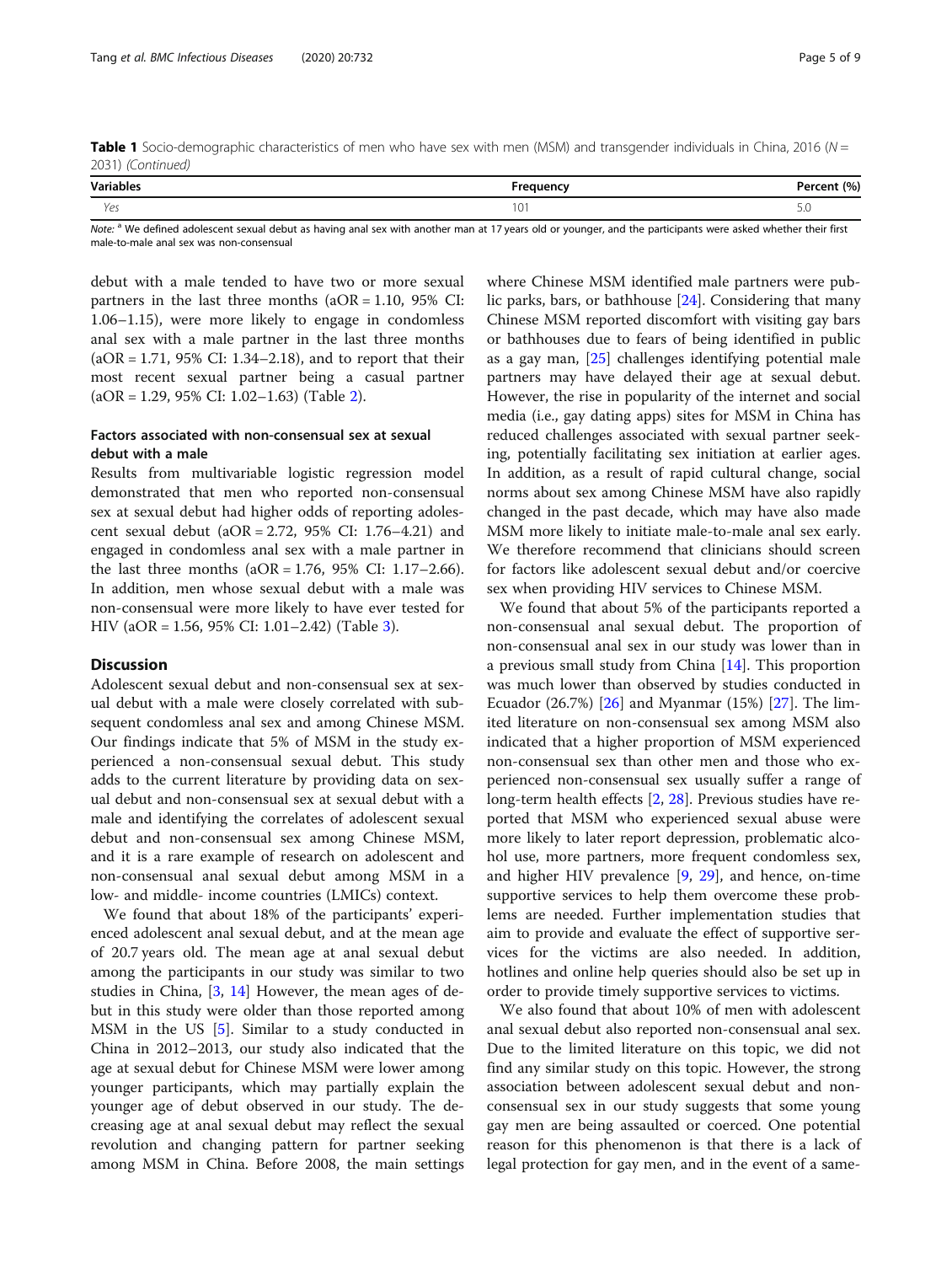**Table 1** Socio-demographic characteristics of men who have sex with men (MSM) and transgender individuals in China, 2016 ($N$ = 2031) *(Continued)*

| Variables | Frequency | Percent (%) |
|---|---|---|
| *Yes* | 101 | 5.0 |

*Note:* [a] We defined adolescent sexual debut as having anal sex with another man at 17 years old or younger, and the participants were asked whether their first male-to-male anal sex was non-consensual

debut with a male tended to have two or more sexual partners in the last three months (aOR = 1.10, 95% CI: 1.06–1.15), were more likely to engage in condomless anal sex with a male partner in the last three months (aOR = 1.71, 95% CI: 1.34–2.18), and to report that their most recent sexual partner being a casual partner (aOR = 1.29, 95% CI: 1.02–1.63) (Table 2).

### Factors associated with non-consensual sex at sexual debut with a male

Results from multivariable logistic regression model demonstrated that men who reported non-consensual sex at sexual debut had higher odds of reporting adolescent sexual debut (aOR = 2.72, 95% CI: 1.76–4.21) and engaged in condomless anal sex with a male partner in the last three months (aOR = 1.76, 95% CI: 1.17–2.66). In addition, men whose sexual debut with a male was non-consensual were more likely to have ever tested for HIV (aOR = 1.56, 95% CI: 1.01–2.42) (Table 3).

## Discussion

Adolescent sexual debut and non-consensual sex at sexual debut with a male were closely correlated with subsequent condomless anal sex and among Chinese MSM. Our findings indicate that 5% of MSM in the study experienced a non-consensual sexual debut. This study adds to the current literature by providing data on sexual debut and non-consensual sex at sexual debut with a male and identifying the correlates of adolescent sexual debut and non-consensual sex among Chinese MSM, and it is a rare example of research on adolescent and non-consensual anal sexual debut among MSM in a low- and middle- income countries (LMICs) context.

We found that about 18% of the participants' experienced adolescent anal sexual debut, and at the mean age of 20.7 years old. The mean age at anal sexual debut among the participants in our study was similar to two studies in China, [3, 14] However, the mean ages of debut in this study were older than those reported among MSM in the US [5]. Similar to a study conducted in China in 2012–2013, our study also indicated that the age at sexual debut for Chinese MSM were lower among younger participants, which may partially explain the younger age of debut observed in our study. The decreasing age at anal sexual debut may reflect the sexual revolution and changing pattern for partner seeking among MSM in China. Before 2008, the main settings where Chinese MSM identified male partners were public parks, bars, or bathhouse [24]. Considering that many Chinese MSM reported discomfort with visiting gay bars or bathhouses due to fears of being identified in public as a gay man, [25] challenges identifying potential male partners may have delayed their age at sexual debut. However, the rise in popularity of the internet and social media (i.e., gay dating apps) sites for MSM in China has reduced challenges associated with sexual partner seeking, potentially facilitating sex initiation at earlier ages. In addition, as a result of rapid cultural change, social norms about sex among Chinese MSM have also rapidly changed in the past decade, which may have also made MSM more likely to initiate male-to-male anal sex early. We therefore recommend that clinicians should screen for factors like adolescent sexual debut and/or coercive sex when providing HIV services to Chinese MSM.

We found that about 5% of the participants reported a non-consensual anal sexual debut. The proportion of non-consensual anal sex in our study was lower than in a previous small study from China [14]. This proportion was much lower than observed by studies conducted in Ecuador (26.7%) [26] and Myanmar (15%) [27]. The limited literature on non-consensual sex among MSM also indicated that a higher proportion of MSM experienced non-consensual sex than other men and those who experienced non-consensual sex usually suffer a range of long-term health effects [2, 28]. Previous studies have reported that MSM who experienced sexual abuse were more likely to later report depression, problematic alcohol use, more partners, more frequent condomless sex, and higher HIV prevalence [9, 29], and hence, on-time supportive services to help them overcome these problems are needed. Further implementation studies that aim to provide and evaluate the effect of supportive services for the victims are also needed. In addition, hotlines and online help queries should also be set up in order to provide timely supportive services to victims.

We also found that about 10% of men with adolescent anal sexual debut also reported non-consensual anal sex. Due to the limited literature on this topic, we did not find any similar study on this topic. However, the strong association between adolescent sexual debut and non-consensual sex in our study suggests that some young gay men are being assaulted or coerced. One potential reason for this phenomenon is that there is a lack of legal protection for gay men, and in the event of a same-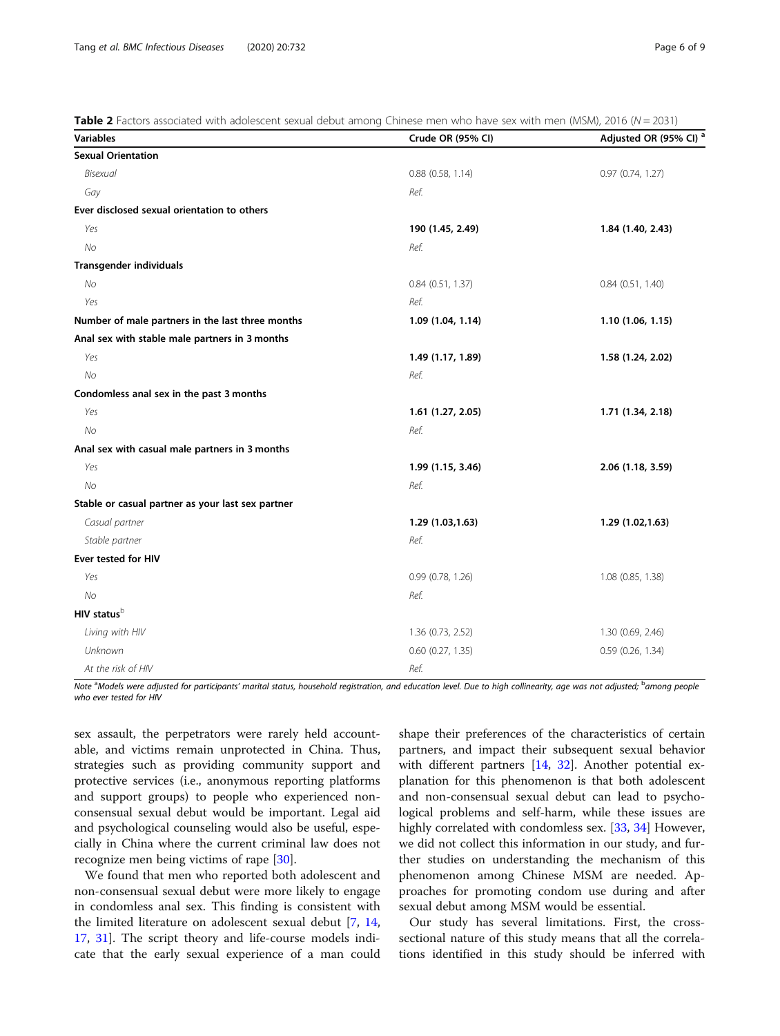**Table 2** Factors associated with adolescent sexual debut among Chinese men who have sex with men (MSM), 2016 ($N = 2031$)

| Variables | Crude OR (95% CI) | Adjusted OR (95% CI) [a] |
| --- | --- | --- |
| **Sexual Orientation** | | |
| *Bisexual* | 0.88 (0.58, 1.14) | 0.97 (0.74, 1.27) |
| *Gay* | *Ref.* | |
| **Ever disclosed sexual orientation to others** | | |
| *Yes* | **190 (1.45, 2.49)** | **1.84 (1.40, 2.43)** |
| *No* | *Ref.* | |
| **Transgender individuals** | | |
| *No* | 0.84 (0.51, 1.37) | 0.84 (0.51, 1.40) |
| *Yes* | *Ref.* | |
| **Number of male partners in the last three months** | **1.09 (1.04, 1.14)** | **1.10 (1.06, 1.15)** |
| **Anal sex with stable male partners in 3 months** | | |
| *Yes* | **1.49 (1.17, 1.89)** | **1.58 (1.24, 2.02)** |
| *No* | *Ref.* | |
| **Condomless anal sex in the past 3 months** | | |
| *Yes* | **1.61 (1.27, 2.05)** | **1.71 (1.34, 2.18)** |
| *No* | *Ref.* | |
| **Anal sex with casual male partners in 3 months** | | |
| *Yes* | **1.99 (1.15, 3.46)** | **2.06 (1.18, 3.59)** |
| *No* | *Ref.* | |
| **Stable or casual partner as your last sex partner** | | |
| *Casual partner* | **1.29 (1.03,1.63)** | **1.29 (1.02,1.63)** |
| *Stable partner* | *Ref.* | |
| **Ever tested for HIV** | | |
| *Yes* | 0.99 (0.78, 1.26) | 1.08 (0.85, 1.38) |
| *No* | *Ref.* | |
| **HIV status**[b] | | |
| *Living with HIV* | 1.36 (0.73, 2.52) | 1.30 (0.69, 2.46) |
| *Unknown* | 0.60 (0.27, 1.35) | 0.59 (0.26, 1.34) |
| *At the risk of HIV* | *Ref.* | |

*Note* [a]*Models were adjusted for participants' marital status, household registration, and education level. Due to high collinearity, age was not adjusted;* [b]*among people who ever tested for HIV*

sex assault, the perpetrators were rarely held accountable, and victims remain unprotected in China. Thus, strategies such as providing community support and protective services (i.e., anonymous reporting platforms and support groups) to people who experienced non-consensual sexual debut would be important. Legal aid and psychological counseling would also be useful, especially in China where the current criminal law does not recognize men being victims of rape [30].

We found that men who reported both adolescent and non-consensual sexual debut were more likely to engage in condomless anal sex. This finding is consistent with the limited literature on adolescent sexual debut [7, 14, 17, 31]. The script theory and life-course models indicate that the early sexual experience of a man could shape their preferences of the characteristics of certain partners, and impact their subsequent sexual behavior with different partners [14, 32]. Another potential explanation for this phenomenon is that both adolescent and non-consensual sexual debut can lead to psychological problems and self-harm, while these issues are highly correlated with condomless sex. [33, 34] However, we did not collect this information in our study, and further studies on understanding the mechanism of this phenomenon among Chinese MSM are needed. Approaches for promoting condom use during and after sexual debut among MSM would be essential.

Our study has several limitations. First, the cross-sectional nature of this study means that all the correlations identified in this study should be inferred with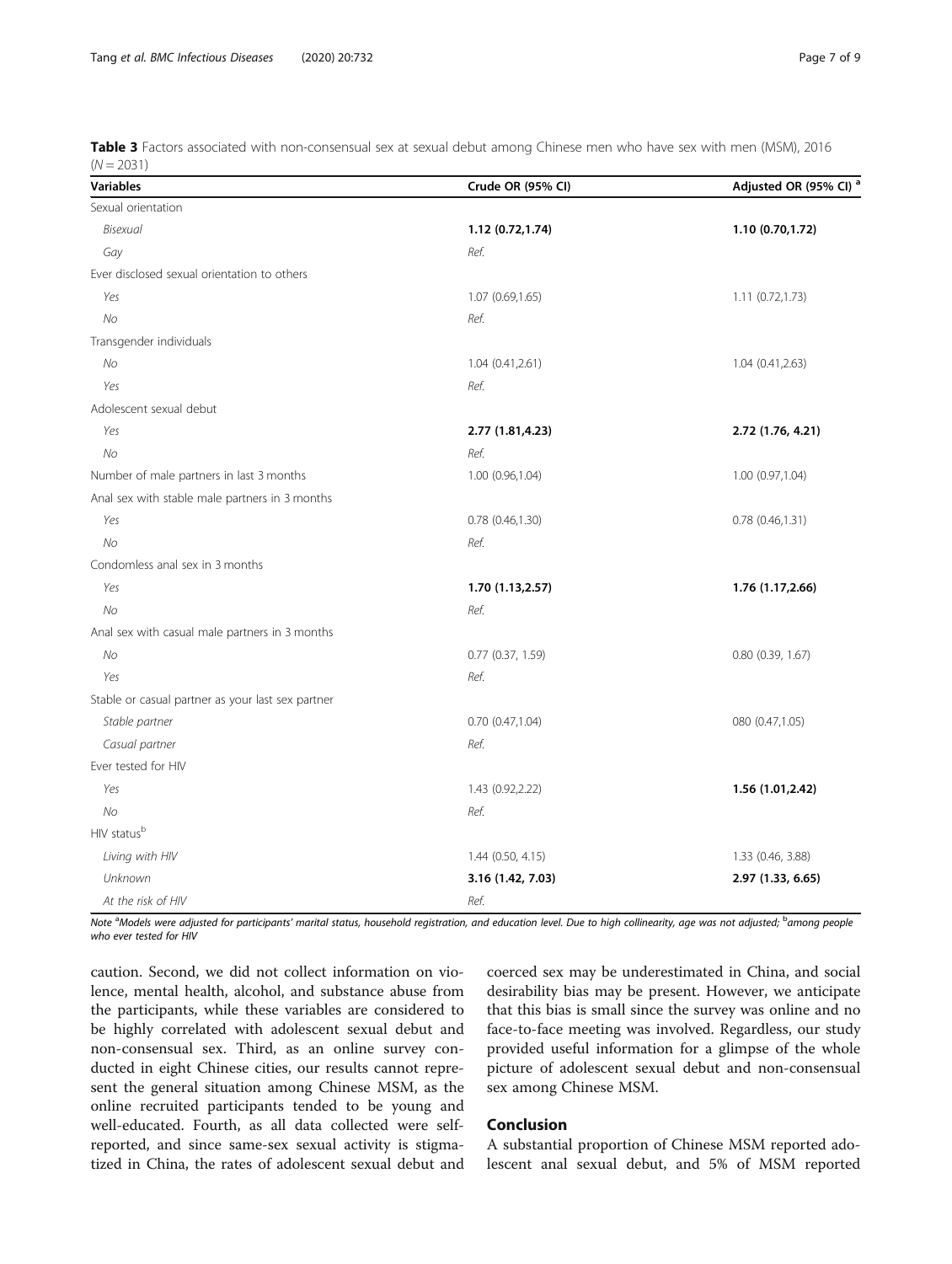**Table 3** Factors associated with non-consensual sex at sexual debut among Chinese men who have sex with men (MSM), 2016 ($N = 2031$)

| Variables | Crude OR (95% CI) | Adjusted OR (95% CI) [a] |
|---|---|---|
| Sexual orientation | | |
| *Bisexual* | **1.12 (0.72,1.74)** | **1.10 (0.70,1.72)** |
| *Gay* | *Ref.* | |
| Ever disclosed sexual orientation to others | | |
| *Yes* | 1.07 (0.69,1.65) | 1.11 (0.72,1.73) |
| *No* | *Ref.* | |
| Transgender individuals | | |
| *No* | 1.04 (0.41,2.61) | 1.04 (0.41,2.63) |
| *Yes* | *Ref.* | |
| Adolescent sexual debut | | |
| *Yes* | **2.77 (1.81,4.23)** | **2.72 (1.76, 4.21)** |
| *No* | *Ref.* | |
| Number of male partners in last 3 months | 1.00 (0.96,1.04) | 1.00 (0.97,1.04) |
| Anal sex with stable male partners in 3 months | | |
| *Yes* | 0.78 (0.46,1.30) | 0.78 (0.46,1.31) |
| *No* | *Ref.* | |
| Condomless anal sex in 3 months | | |
| *Yes* | **1.70 (1.13,2.57)** | **1.76 (1.17,2.66)** |
| *No* | *Ref.* | |
| Anal sex with casual male partners in 3 months | | |
| *No* | 0.77 (0.37, 1.59) | 0.80 (0.39, 1.67) |
| *Yes* | *Ref.* | |
| Stable or casual partner as your last sex partner | | |
| *Stable partner* | 0.70 (0.47,1.04) | 080 (0.47,1.05) |
| *Casual partner* | *Ref.* | |
| Ever tested for HIV | | |
| *Yes* | 1.43 (0.92,2.22) | **1.56 (1.01,2.42)** |
| *No* | *Ref.* | |
| HIV status[b] | | |
| *Living with HIV* | 1.44 (0.50, 4.15) | 1.33 (0.46, 3.88) |
| *Unknown* | **3.16 (1.42, 7.03)** | **2.97 (1.33, 6.65)** |
| *At the risk of HIV* | *Ref.* | |

*Note* [a]*Models were adjusted for participants' marital status, household registration, and education level. Due to high collinearity, age was not adjusted;* [b]*among people who ever tested for HIV*

caution. Second, we did not collect information on violence, mental health, alcohol, and substance abuse from the participants, while these variables are considered to be highly correlated with adolescent sexual debut and non-consensual sex. Third, as an online survey conducted in eight Chinese cities, our results cannot represent the general situation among Chinese MSM, as the online recruited participants tended to be young and well-educated. Fourth, as all data collected were self-reported, and since same-sex sexual activity is stigmatized in China, the rates of adolescent sexual debut and coerced sex may be underestimated in China, and social desirability bias may be present. However, we anticipate that this bias is small since the survey was online and no face-to-face meeting was involved. Regardless, our study provided useful information for a glimpse of the whole picture of adolescent sexual debut and non-consensual sex among Chinese MSM.

## Conclusion

A substantial proportion of Chinese MSM reported adolescent anal sexual debut, and 5% of MSM reported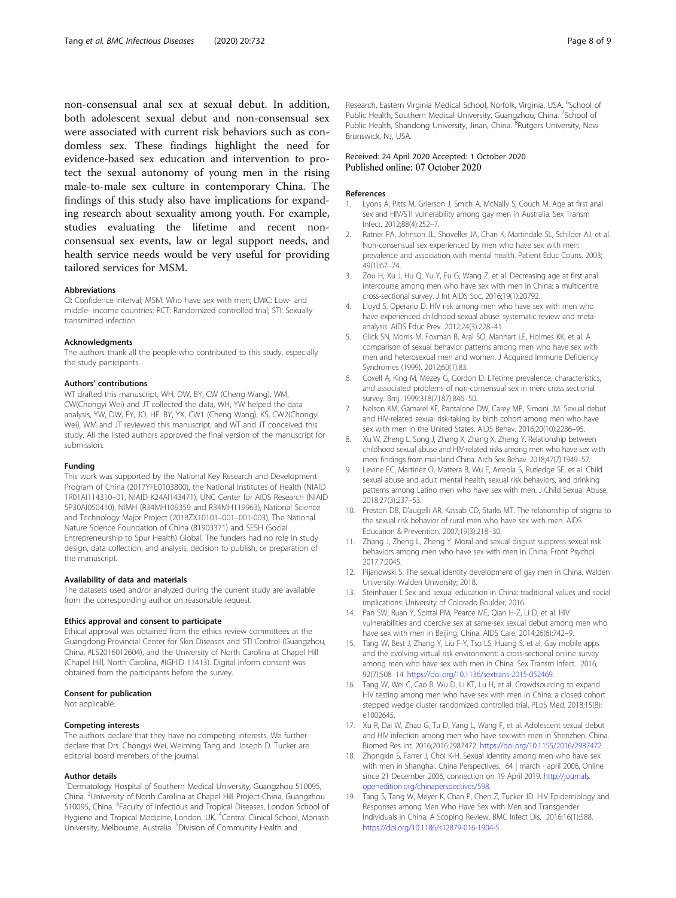non-consensual anal sex at sexual debut. In addition, both adolescent sexual debut and non-consensual sex were associated with current risk behaviors such as condomless sex. These findings highlight the need for evidence-based sex education and intervention to protect the sexual autonomy of young men in the rising male-to-male sex culture in contemporary China. The findings of this study also have implications for expanding research about sexuality among youth. For example, studies evaluating the lifetime and recent non-consensual sex events, law or legal support needs, and health service needs would be very useful for providing tailored services for MSM.

### Abbreviations

CI: Confidence interval; MSM: Who have sex with men; LMIC: Low- and middle- income countries; RCT: Randomized controlled trial; STI: Sexually transmitted infection

### Acknowledgments

The authors thank all the people who contributed to this study, especially the study participants.

### Authors' contributions

WT drafted this manuscript, WH, DW, BY, CW (Cheng Wang), WM, CW(Chongyi Wei) and JT collected the data, WH, YW helped the data analysis, YW, DW, FY, JO, HF, BY, YX, CW1 (Cheng Wang), KS, CW2(Chongyi Wei), WM and JT reviewed this manuscript, and WT and JT conceived this study. All the listed authors approved the final version of the manuscript for submission.

### Funding

This work was supported by the National Key Research and Development Program of China (2017YFE0103800), the National Institutes of Health (NIAID 1R01AI114310–01, NIAID K24AI143471), UNC Center for AIDS Research (NIAID 5P30AI050410), NIMH (R34MH109359 and R34MH119963), National Science and Technology Major Project (2018ZX10101–001–001-003), The National Nature Science Foundation of China (81903371) and SESH (Social Entrepreneurship to Spur Health) Global. The funders had no role in study design, data collection, and analysis, decision to publish, or preparation of the manuscript.

### Availability of data and materials

The datasets used and/or analyzed during the current study are available from the corresponding author on reasonable request.

### Ethics approval and consent to participate

Ethical approval was obtained from the ethics review committees at the Guangdong Provincial Center for Skin Diseases and STI Control (Guangzhou, China, #LS2016012604), and the University of North Carolina at Chapel Hill (Chapel Hill, North Carolina, #IGHID 11413). Digital inform consent was obtained from the participants before the survey.

### Consent for publication

Not applicable.

### Competing interests

The authors declare that they have no competing interests. We further declare that Drs. Chongyi Wei, Weiming Tang and Joseph D. Tucker are editorial board members of the journal.

### Author details

[1]Dermatology Hospital of Southern Medical University, Guangzhou 510095, China. [2]University of North Carolina at Chapel Hill Project-China, Guangzhou 510095, China. [3]Faculty of Infectious and Tropical Diseases, London School of Hygiene and Tropical Medicine, London, UK. [4]Central Clinical School, Monash University, Melbourne, Australia. [5]Division of Community Health and Research, Eastern Virginia Medical School, Norfolk, Virginia, USA. [6]School of Public Health, Southern Medical University, Guangzhou, China. [7]School of Public Health, Shandong University, Jinan, China. [8]Rutgers University, New Brunswick, NJ, USA.

Received: 24 April 2020 Accepted: 1 October 2020
Published online: 07 October 2020

### References

1. Lyons A, Pitts M, Grierson J, Smith A, McNally S, Couch M. Age at first anal sex and HIV/STI vulnerability among gay men in Australia. Sex Transm Infect. 2012;88(4):252–7.
2. Ratner PA, Johnson JL, Shoveller JA, Chan K, Martindale SL, Schilder AJ, et al. Non-consensual sex experienced by men who have sex with men: prevalence and association with mental health. Patient Educ Couns. 2003; 49(1):67–74.
3. Zou H, Xu J, Hu Q, Yu Y, Fu G, Wang Z, et al. Decreasing age at first anal intercourse among men who have sex with men in China: a multicentre cross-sectional survey. J Int AIDS Soc. 2016;19(1):20792.
4. Lloyd S, Operario D. HIV risk among men who have sex with men who have experienced childhood sexual abuse: systematic review and meta-analysis. AIDS Educ Prev. 2012;24(3):228–41.
5. Glick SN, Morris M, Foxman B, Aral SO, Manhart LE, Holmes KK, et al. A comparison of sexual behavior patterns among men who have sex with men and heterosexual men and women. J Acquired Immune Deficiency Syndromes (1999). 2012;60(1):83.
6. Coxell A, King M, Mezey G, Gordon D. Lifetime prevalence, characteristics, and associated problems of non-consensual sex in men: cross sectional survey. Bmj. 1999;318(7187):846–50.
7. Nelson KM, Gamarel KE, Pantalone DW, Carey MP, Simoni JM. Sexual debut and HIV-related sexual risk-taking by birth cohort among men who have sex with men in the United States. AIDS Behav. 2016;20(10):2286–95.
8. Xu W, Zheng L, Song J, Zhang X, Zhang X, Zheng Y. Relationship between childhood sexual abuse and HIV-related risks among men who have sex with men: findings from mainland China. Arch Sex Behav. 2018;47(7):1949–57.
9. Levine EC, Martinez O, Mattera B, Wu E, Arreola S, Rutledge SE, et al. Child sexual abuse and adult mental health, sexual risk behaviors, and drinking patterns among Latino men who have sex with men. J Child Sexual Abuse. 2018;27(3):237–53.
10. Preston DB, D'augelli AR, Kassab CD, Starks MT. The relationship of stigma to the sexual risk behavior of rural men who have sex with men. AIDS Education & Prevention. 2007;19(3):218–30.
11. Zhang J, Zheng L, Zheng Y. Moral and sexual disgust suppress sexual risk behaviors among men who have sex with men in China. Front Psychol. 2017;7:2045.
12. Pijanowski S. The sexual identity development of gay men in China. Walden University: Walden University; 2018.
13. Steinhauer I. Sex and sexual education in China: traditional values and social implications: University of Colorado Boulder; 2016.
14. Pan SW, Ruan Y, Spittal PM, Pearce ME, Qian H-Z, Li D, et al. HIV vulnerabilities and coercive sex at same-sex sexual debut among men who have sex with men in Beijing, China. AIDS Care. 2014;26(6):742–9.
15. Tang W, Best J, Zhang Y, Liu F-Y, Tso LS, Huang S, et al. Gay mobile apps and the evolving virtual risk environment: a cross-sectional online survey among men who have sex with men in China. Sex Transm Infect. 2016; 92(7):508–14. https://doi.org/10.1136/sextrans-2015-052469.
16. Tang W, Wei C, Cao B, Wu D, Li KT, Lu H, et al. Crowdsourcing to expand HIV testing among men who have sex with men in China: a closed cohort stepped wedge cluster randomized controlled trial. PLoS Med. 2018;15(8): e1002645.
17. Xu R, Dai W, Zhao G, Tu D, Yang L, Wang F, et al. Adolescent sexual debut and HIV infection among men who have sex with men in Shenzhen, China. Biomed Res Int. 2016;2016:2987472. https://doi.org/10.1155/2016/2987472. .
18. Zhongxin S, Farrer J, Choi K-H. Sexual identity among men who have sex with men in Shanghai. China Perspectives. 64 | march - april 2006, Online since 21 December 2006, connection on 19 April 2019. http://journals.openedition.org/chinaperspectives/598.
19. Tang S, Tang W, Meyer K, Chan P, Chen Z, Tucker JD. HIV Epidemiology and Responses among Men Who Have Sex with Men and Transgender Individuals in China: A Scoping Review. BMC Infect Dis. 2016;16(1):588. https://doi.org/10.1186/s12879-016-1904-5. .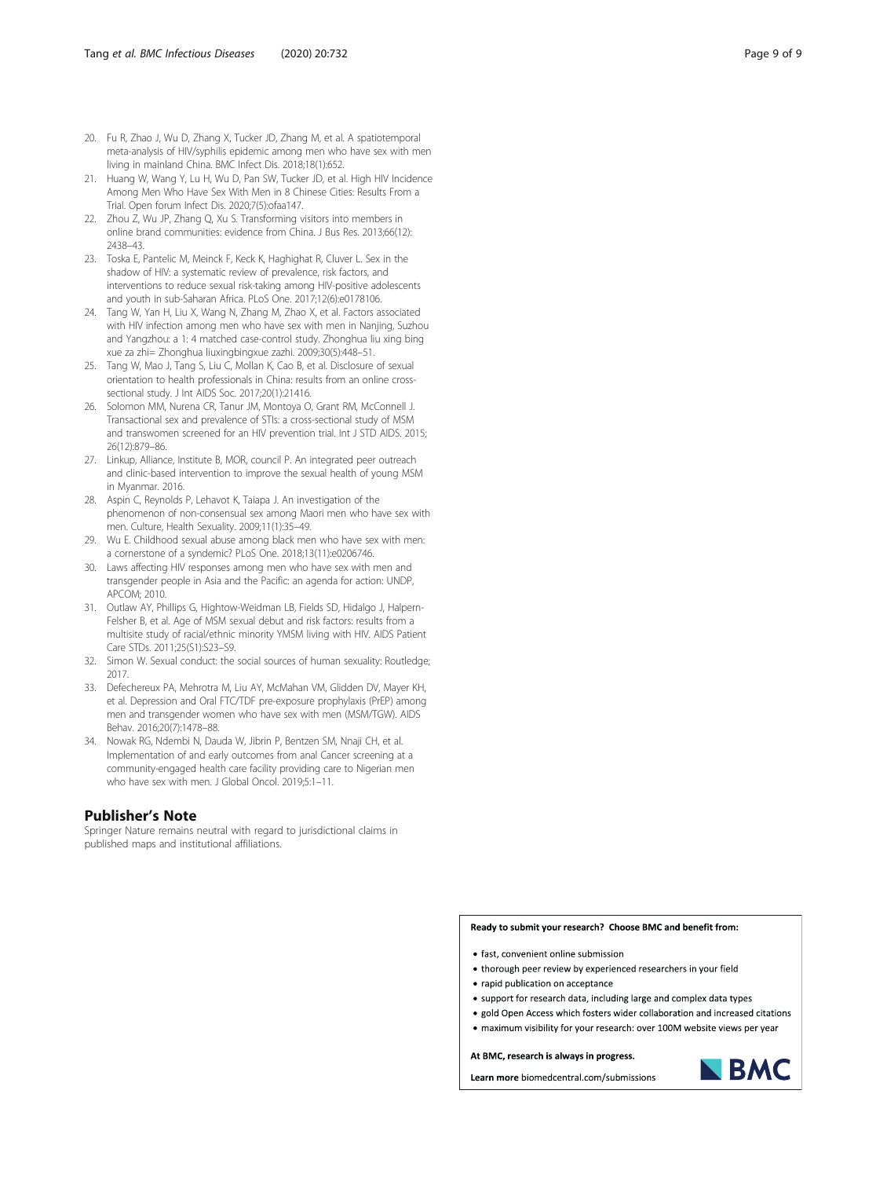20. Fu R, Zhao J, Wu D, Zhang X, Tucker JD, Zhang M, et al. A spatiotemporal meta-analysis of HIV/syphilis epidemic among men who have sex with men living in mainland China. BMC Infect Dis. 2018;18(1):652.
21. Huang W, Wang Y, Lu H, Wu D, Pan SW, Tucker JD, et al. High HIV Incidence Among Men Who Have Sex With Men in 8 Chinese Cities: Results From a Trial. Open forum Infect Dis. 2020;7(5):ofaa147.
22. Zhou Z, Wu JP, Zhang Q, Xu S. Transforming visitors into members in online brand communities: evidence from China. J Bus Res. 2013;66(12): 2438–43.
23. Toska E, Pantelic M, Meinck F, Keck K, Haghighat R, Cluver L. Sex in the shadow of HIV: a systematic review of prevalence, risk factors, and interventions to reduce sexual risk-taking among HIV-positive adolescents and youth in sub-Saharan Africa. PLoS One. 2017;12(6):e0178106.
24. Tang W, Yan H, Liu X, Wang N, Zhang M, Zhao X, et al. Factors associated with HIV infection among men who have sex with men in Nanjing, Suzhou and Yangzhou: a 1: 4 matched case-control study. Zhonghua liu xing bing xue za zhi= Zhonghua liuxingbingxue zazhi. 2009;30(5):448–51.
25. Tang W, Mao J, Tang S, Liu C, Mollan K, Cao B, et al. Disclosure of sexual orientation to health professionals in China: results from an online cross-sectional study. J Int AIDS Soc. 2017;20(1):21416.
26. Solomon MM, Nurena CR, Tanur JM, Montoya O, Grant RM, McConnell J. Transactional sex and prevalence of STIs: a cross-sectional study of MSM and transwomen screened for an HIV prevention trial. Int J STD AIDS. 2015; 26(12):879–86.
27. Linkup, Alliance, Institute B, MOR, council P. An integrated peer outreach and clinic-based intervention to improve the sexual health of young MSM in Myanmar. 2016.
28. Aspin C, Reynolds P, Lehavot K, Taiapa J. An investigation of the phenomenon of non-consensual sex among Maori men who have sex with men. Culture, Health Sexuality. 2009;11(1):35–49.
29. Wu E. Childhood sexual abuse among black men who have sex with men: a cornerstone of a syndemic? PLoS One. 2018;13(11):e0206746.
30. Laws affecting HIV responses among men who have sex with men and transgender people in Asia and the Pacific: an agenda for action: UNDP, APCOM; 2010.
31. Outlaw AY, Phillips G, Hightow-Weidman LB, Fields SD, Hidalgo J, Halpern-Felsher B, et al. Age of MSM sexual debut and risk factors: results from a multisite study of racial/ethnic minority YMSM living with HIV. AIDS Patient Care STDs. 2011;25(S1):S23–S9.
32. Simon W. Sexual conduct: the social sources of human sexuality: Routledge; 2017.
33. Defechereux PA, Mehrotra M, Liu AY, McMahan VM, Glidden DV, Mayer KH, et al. Depression and Oral FTC/TDF pre-exposure prophylaxis (PrEP) among men and transgender women who have sex with men (MSM/TGW). AIDS Behav. 2016;20(7):1478–88.
34. Nowak RG, Ndembi N, Dauda W, Jibrin P, Bentzen SM, Nnaji CH, et al. Implementation of and early outcomes from anal Cancer screening at a community-engaged health care facility providing care to Nigerian men who have sex with men. J Global Oncol. 2019;5:1–11.

## Publisher's Note

Springer Nature remains neutral with regard to jurisdictional claims in published maps and institutional affiliations.

**Ready to submit your research? Choose BMC and benefit from:**

- fast, convenient online submission
- thorough peer review by experienced researchers in your field
- rapid publication on acceptance
- support for research data, including large and complex data types
- gold Open Access which fosters wider collaboration and increased citations
- maximum visibility for your research: over 100M website views per year

**At BMC, research is always in progress.**

**Learn more** biomedcentral.com/submissions

BMC